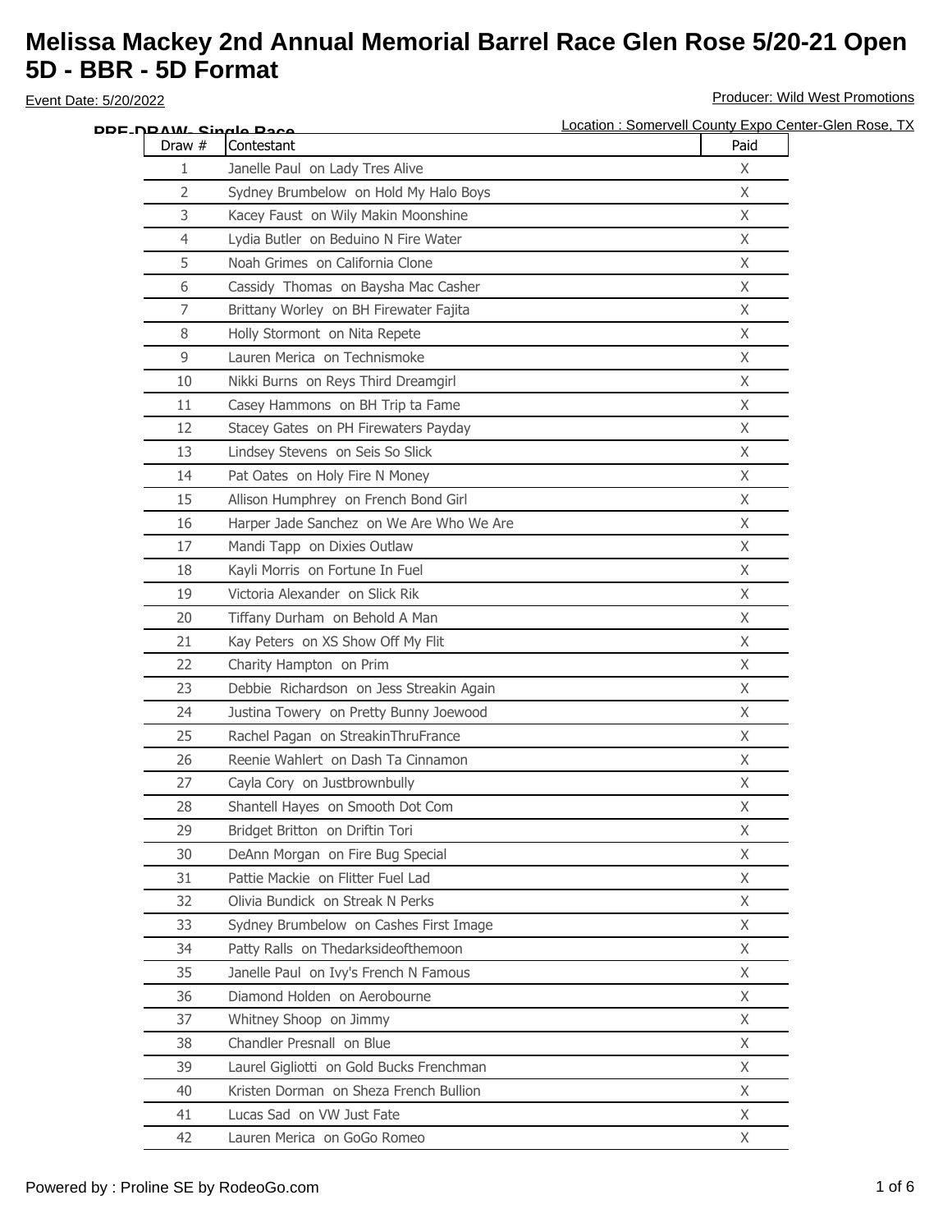# Melissa Mackey 2nd Annual Memorial Barrel Race Glen Rose 5/20-21 Open 5D - BBR - 5D Format

Event Date: 5/20/2022

Producer: Wild West Promotions

Location : Somervell County Expo Center-Glen Rose, TX

**PRE-DRAW- Single Race**

| Draw # | Contestant | Paid |
|---|---|---|
| 1 | Janelle Paul on Lady Tres Alive | X |
| 2 | Sydney Brumbelow on Hold My Halo Boys | X |
| 3 | Kacey Faust on Wily Makin Moonshine | X |
| 4 | Lydia Butler on Beduino N Fire Water | X |
| 5 | Noah Grimes on California Clone | X |
| 6 | Cassidy Thomas on Baysha Mac Casher | X |
| 7 | Brittany Worley on BH Firewater Fajita | X |
| 8 | Holly Stormont on Nita Repete | X |
| 9 | Lauren Merica on Technismoke | X |
| 10 | Nikki Burns on Reys Third Dreamgirl | X |
| 11 | Casey Hammons on BH Trip ta Fame | X |
| 12 | Stacey Gates on PH Firewaters Payday | X |
| 13 | Lindsey Stevens on Seis So Slick | X |
| 14 | Pat Oates on Holy Fire N Money | X |
| 15 | Allison Humphrey on French Bond Girl | X |
| 16 | Harper Jade Sanchez on We Are Who We Are | X |
| 17 | Mandi Tapp on Dixies Outlaw | X |
| 18 | Kayli Morris on Fortune In Fuel | X |
| 19 | Victoria Alexander on Slick Rik | X |
| 20 | Tiffany Durham on Behold A Man | X |
| 21 | Kay Peters on XS Show Off My Flit | X |
| 22 | Charity Hampton on Prim | X |
| 23 | Debbie Richardson on Jess Streakin Again | X |
| 24 | Justina Towery on Pretty Bunny Joewood | X |
| 25 | Rachel Pagan on StreakinThruFrance | X |
| 26 | Reenie Wahlert on Dash Ta Cinnamon | X |
| 27 | Cayla Cory on Justbrownbully | X |
| 28 | Shantell Hayes on Smooth Dot Com | X |
| 29 | Bridget Britton on Driftin Tori | X |
| 30 | DeAnn Morgan on Fire Bug Special | X |
| 31 | Pattie Mackie on Flitter Fuel Lad | X |
| 32 | Olivia Bundick on Streak N Perks | X |
| 33 | Sydney Brumbelow on Cashes First Image | X |
| 34 | Patty Ralls on Thedarksideofthemoon | X |
| 35 | Janelle Paul on Ivy's French N Famous | X |
| 36 | Diamond Holden on Aerobourne | X |
| 37 | Whitney Shoop on Jimmy | X |
| 38 | Chandler Presnall on Blue | X |
| 39 | Laurel Gigliotti on Gold Bucks Frenchman | X |
| 40 | Kristen Dorman on Sheza French Bullion | X |
| 41 | Lucas Sad on VW Just Fate | X |
| 42 | Lauren Merica on GoGo Romeo | X |

Powered by : Proline SE by RodeoGo.com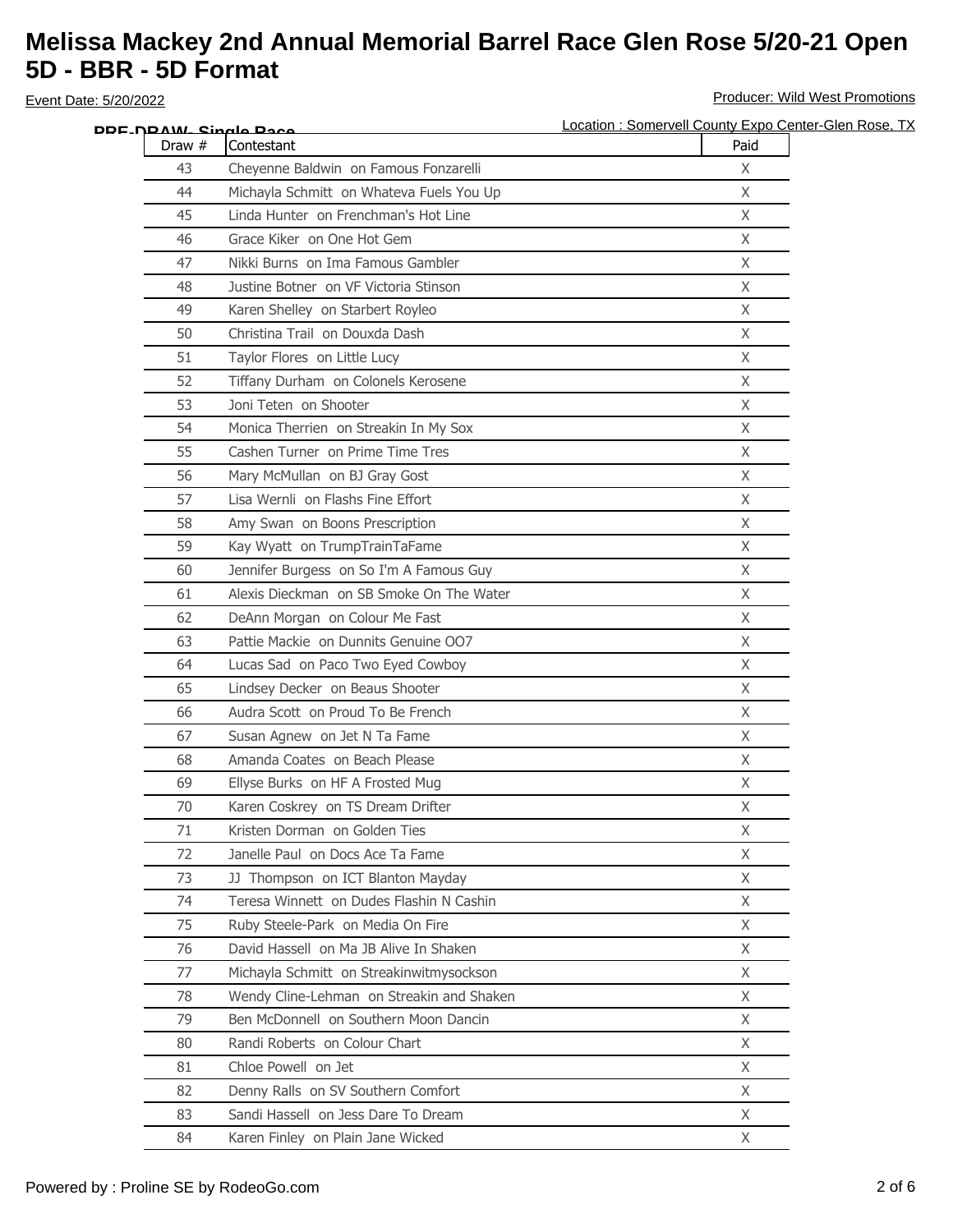# Melissa Mackey 2nd Annual Memorial Barrel Race Glen Rose 5/20-21 Open 5D - BBR - 5D Format

Event Date: 5/20/2022

Producer: Wild West Promotions

Location : Somervell County Expo Center-Glen Rose, TX

**PRE-DRAW- Single Race**

| Draw # | Contestant | Paid |
|---|---|---|
| 43 | Cheyenne Baldwin on Famous Fonzarelli | X |
| 44 | Michayla Schmitt on Whateva Fuels You Up | X |
| 45 | Linda Hunter on Frenchman's Hot Line | X |
| 46 | Grace Kiker on One Hot Gem | X |
| 47 | Nikki Burns on Ima Famous Gambler | X |
| 48 | Justine Botner on VF Victoria Stinson | X |
| 49 | Karen Shelley on Starbert Royleo | X |
| 50 | Christina Trail on Douxda Dash | X |
| 51 | Taylor Flores on Little Lucy | X |
| 52 | Tiffany Durham on Colonels Kerosene | X |
| 53 | Joni Teten on Shooter | X |
| 54 | Monica Therrien on Streakin In My Sox | X |
| 55 | Cashen Turner on Prime Time Tres | X |
| 56 | Mary McMullan on BJ Gray Gost | X |
| 57 | Lisa Wernli on Flashs Fine Effort | X |
| 58 | Amy Swan on Boons Prescription | X |
| 59 | Kay Wyatt on TrumpTrainTaFame | X |
| 60 | Jennifer Burgess on So I'm A Famous Guy | X |
| 61 | Alexis Dieckman on SB Smoke On The Water | X |
| 62 | DeAnn Morgan on Colour Me Fast | X |
| 63 | Pattie Mackie on Dunnits Genuine OO7 | X |
| 64 | Lucas Sad on Paco Two Eyed Cowboy | X |
| 65 | Lindsey Decker on Beaus Shooter | X |
| 66 | Audra Scott on Proud To Be French | X |
| 67 | Susan Agnew on Jet N Ta Fame | X |
| 68 | Amanda Coates on Beach Please | X |
| 69 | Ellyse Burks on HF A Frosted Mug | X |
| 70 | Karen Coskrey on TS Dream Drifter | X |
| 71 | Kristen Dorman on Golden Ties | X |
| 72 | Janelle Paul on Docs Ace Ta Fame | X |
| 73 | JJ Thompson on ICT Blanton Mayday | X |
| 74 | Teresa Winnett on Dudes Flashin N Cashin | X |
| 75 | Ruby Steele-Park on Media On Fire | X |
| 76 | David Hassell on Ma JB Alive In Shaken | X |
| 77 | Michayla Schmitt on Streakinwitmysockson | X |
| 78 | Wendy Cline-Lehman on Streakin and Shaken | X |
| 79 | Ben McDonnell on Southern Moon Dancin | X |
| 80 | Randi Roberts on Colour Chart | X |
| 81 | Chloe Powell on Jet | X |
| 82 | Denny Ralls on SV Southern Comfort | X |
| 83 | Sandi Hassell on Jess Dare To Dream | X |
| 84 | Karen Finley on Plain Jane Wicked | X |

Powered by : Proline SE by RodeoGo.com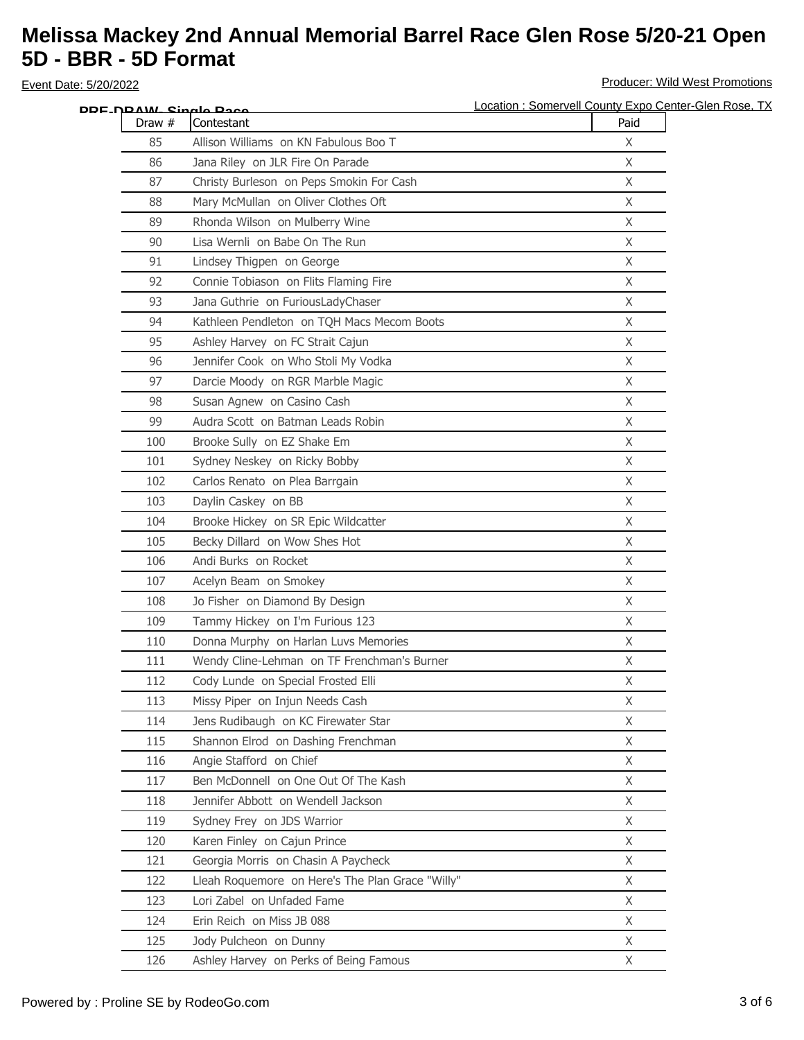# Melissa Mackey 2nd Annual Memorial Barrel Race Glen Rose 5/20-21 Open 5D - BBR - 5D Format

Event Date: 5/20/2022

Producer: Wild West Promotions

Location : Somervell County Expo Center-Glen Rose, TX

**PRE-DRAW- Single Race**

| Draw # | Contestant | Paid |
|---|---|---|
| 85 | Allison Williams on KN Fabulous Boo T | X |
| 86 | Jana Riley on JLR Fire On Parade | X |
| 87 | Christy Burleson on Peps Smokin For Cash | X |
| 88 | Mary McMullan on Oliver Clothes Oft | X |
| 89 | Rhonda Wilson on Mulberry Wine | X |
| 90 | Lisa Wernli on Babe On The Run | X |
| 91 | Lindsey Thigpen on George | X |
| 92 | Connie Tobiason on Flits Flaming Fire | X |
| 93 | Jana Guthrie on FuriousLadyChaser | X |
| 94 | Kathleen Pendleton on TQH Macs Mecom Boots | X |
| 95 | Ashley Harvey on FC Strait Cajun | X |
| 96 | Jennifer Cook on Who Stoli My Vodka | X |
| 97 | Darcie Moody on RGR Marble Magic | X |
| 98 | Susan Agnew on Casino Cash | X |
| 99 | Audra Scott on Batman Leads Robin | X |
| 100 | Brooke Sully on EZ Shake Em | X |
| 101 | Sydney Neskey on Ricky Bobby | X |
| 102 | Carlos Renato on Plea Barrgain | X |
| 103 | Daylin Caskey on BB | X |
| 104 | Brooke Hickey on SR Epic Wildcatter | X |
| 105 | Becky Dillard on Wow Shes Hot | X |
| 106 | Andi Burks on Rocket | X |
| 107 | Acelyn Beam on Smokey | X |
| 108 | Jo Fisher on Diamond By Design | X |
| 109 | Tammy Hickey on I'm Furious 123 | X |
| 110 | Donna Murphy on Harlan Luvs Memories | X |
| 111 | Wendy Cline-Lehman on TF Frenchman's Burner | X |
| 112 | Cody Lunde on Special Frosted Elli | X |
| 113 | Missy Piper on Injun Needs Cash | X |
| 114 | Jens Rudibaugh on KC Firewater Star | X |
| 115 | Shannon Elrod on Dashing Frenchman | X |
| 116 | Angie Stafford on Chief | X |
| 117 | Ben McDonnell on One Out Of The Kash | X |
| 118 | Jennifer Abbott on Wendell Jackson | X |
| 119 | Sydney Frey on JDS Warrior | X |
| 120 | Karen Finley on Cajun Prince | X |
| 121 | Georgia Morris on Chasin A Paycheck | X |
| 122 | Lleah Roquemore on Here's The Plan Grace "Willy" | X |
| 123 | Lori Zabel on Unfaded Fame | X |
| 124 | Erin Reich on Miss JB 088 | X |
| 125 | Jody Pulcheon on Dunny | X |
| 126 | Ashley Harvey on Perks of Being Famous | X |

Powered by : Proline SE by RodeoGo.com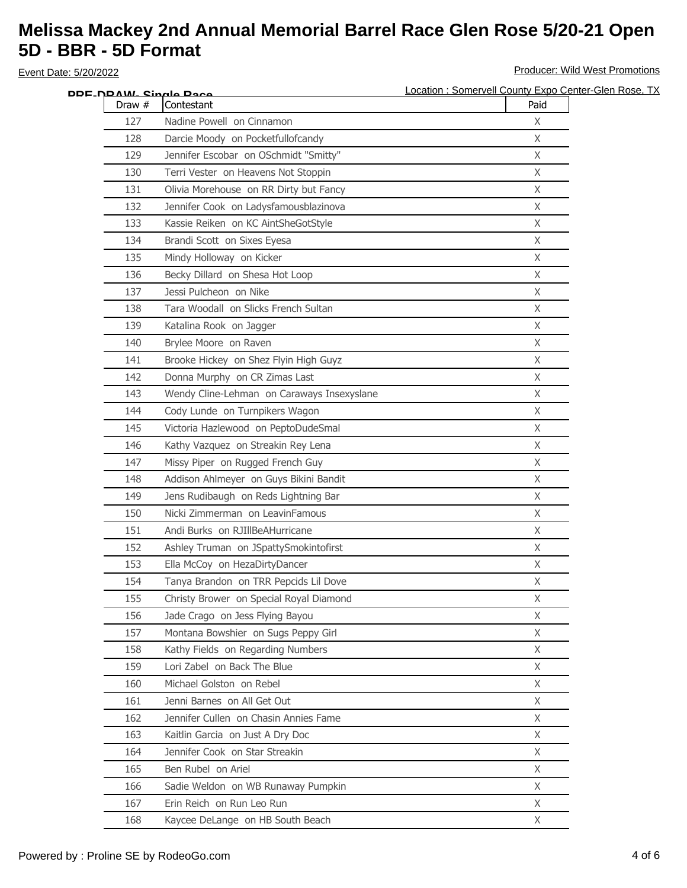# Melissa Mackey 2nd Annual Memorial Barrel Race Glen Rose 5/20-21 Open 5D - BBR - 5D Format

Event Date: 5/20/2022

Producer: Wild West Promotions

Location : Somervell County Expo Center-Glen Rose, TX

**PRE-DRAW- Single Race**

| Draw # | Contestant | Paid |
|---|---|---|
| 127 | Nadine Powell on Cinnamon | X |
| 128 | Darcie Moody on Pocketfullofcandy | X |
| 129 | Jennifer Escobar on OSchmidt "Smitty" | X |
| 130 | Terri Vester on Heavens Not Stoppin | X |
| 131 | Olivia Morehouse on RR Dirty but Fancy | X |
| 132 | Jennifer Cook on Ladysfamousblazinova | X |
| 133 | Kassie Reiken on KC AintSheGotStyle | X |
| 134 | Brandi Scott on Sixes Eyesa | X |
| 135 | Mindy Holloway on Kicker | X |
| 136 | Becky Dillard on Shesa Hot Loop | X |
| 137 | Jessi Pulcheon on Nike | X |
| 138 | Tara Woodall on Slicks French Sultan | X |
| 139 | Katalina Rook on Jagger | X |
| 140 | Brylee Moore on Raven | X |
| 141 | Brooke Hickey on Shez Flyin High Guyz | X |
| 142 | Donna Murphy on CR Zimas Last | X |
| 143 | Wendy Cline-Lehman on Caraways Insexyslane | X |
| 144 | Cody Lunde on Turnpikers Wagon | X |
| 145 | Victoria Hazlewood on PeptoDudeSmal | X |
| 146 | Kathy Vazquez on Streakin Rey Lena | X |
| 147 | Missy Piper on Rugged French Guy | X |
| 148 | Addison Ahlmeyer on Guys Bikini Bandit | X |
| 149 | Jens Rudibaugh on Reds Lightning Bar | X |
| 150 | Nicki Zimmerman on LeavinFamous | X |
| 151 | Andi Burks on RJIllBeAHurricane | X |
| 152 | Ashley Truman on JSpattySmokintofirst | X |
| 153 | Ella McCoy on HezaDirtyDancer | X |
| 154 | Tanya Brandon on TRR Pepcids Lil Dove | X |
| 155 | Christy Brower on Special Royal Diamond | X |
| 156 | Jade Crago on Jess Flying Bayou | X |
| 157 | Montana Bowshier on Sugs Peppy Girl | X |
| 158 | Kathy Fields on Regarding Numbers | X |
| 159 | Lori Zabel on Back The Blue | X |
| 160 | Michael Golston on Rebel | X |
| 161 | Jenni Barnes on All Get Out | X |
| 162 | Jennifer Cullen on Chasin Annies Fame | X |
| 163 | Kaitlin Garcia on Just A Dry Doc | X |
| 164 | Jennifer Cook on Star Streakin | X |
| 165 | Ben Rubel on Ariel | X |
| 166 | Sadie Weldon on WB Runaway Pumpkin | X |
| 167 | Erin Reich on Run Leo Run | X |
| 168 | Kaycee DeLange on HB South Beach | X |

Powered by : Proline SE by RodeoGo.com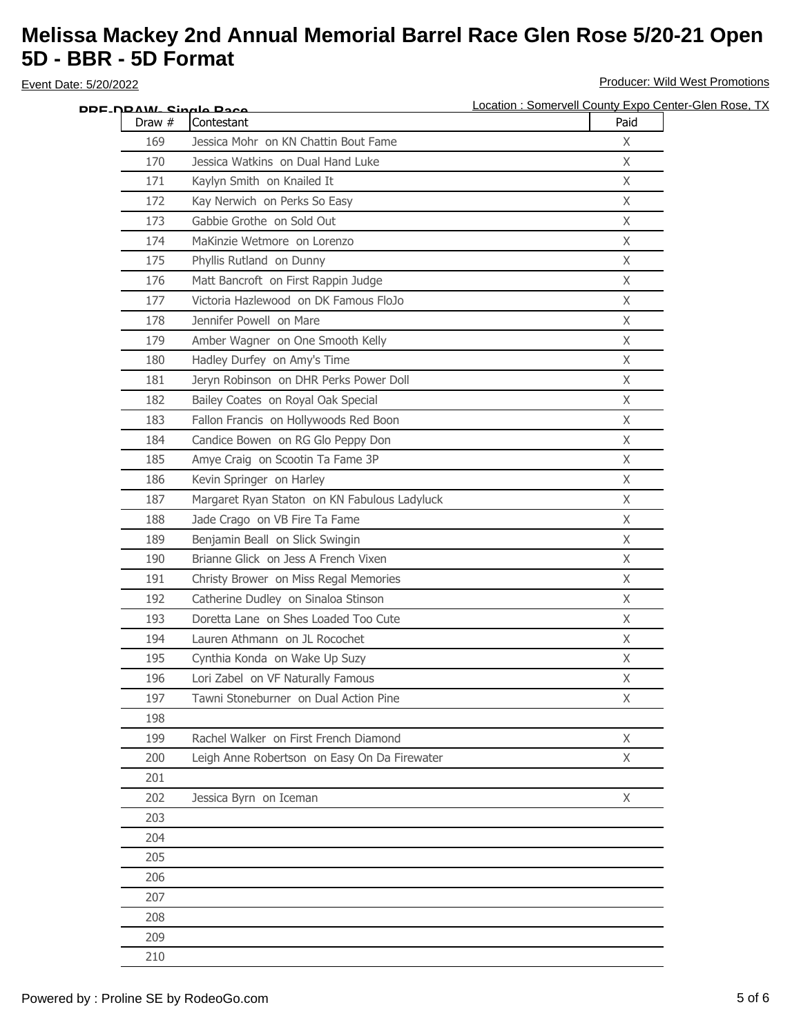# Melissa Mackey 2nd Annual Memorial Barrel Race Glen Rose 5/20-21 Open 5D - BBR - 5D Format

Event Date: 5/20/2022

Producer: Wild West Promotions

Location : Somervell County Expo Center-Glen Rose, TX

**PRE-DRAW- Single Race**

| Draw # | Contestant | Paid |
|---|---|---|
| 169 | Jessica Mohr on KN Chattin Bout Fame | X |
| 170 | Jessica Watkins on Dual Hand Luke | X |
| 171 | Kaylyn Smith on Knailed It | X |
| 172 | Kay Nerwich on Perks So Easy | X |
| 173 | Gabbie Grothe on Sold Out | X |
| 174 | MaKinzie Wetmore on Lorenzo | X |
| 175 | Phyllis Rutland on Dunny | X |
| 176 | Matt Bancroft on First Rappin Judge | X |
| 177 | Victoria Hazlewood on DK Famous FloJo | X |
| 178 | Jennifer Powell on Mare | X |
| 179 | Amber Wagner on One Smooth Kelly | X |
| 180 | Hadley Durfey on Amy's Time | X |
| 181 | Jeryn Robinson on DHR Perks Power Doll | X |
| 182 | Bailey Coates on Royal Oak Special | X |
| 183 | Fallon Francis on Hollywoods Red Boon | X |
| 184 | Candice Bowen on RG Glo Peppy Don | X |
| 185 | Amye Craig on Scootin Ta Fame 3P | X |
| 186 | Kevin Springer on Harley | X |
| 187 | Margaret Ryan Staton on KN Fabulous Ladyluck | X |
| 188 | Jade Crago on VB Fire Ta Fame | X |
| 189 | Benjamin Beall on Slick Swingin | X |
| 190 | Brianne Glick on Jess A French Vixen | X |
| 191 | Christy Brower on Miss Regal Memories | X |
| 192 | Catherine Dudley on Sinaloa Stinson | X |
| 193 | Doretta Lane on Shes Loaded Too Cute | X |
| 194 | Lauren Athmann on JL Rocochet | X |
| 195 | Cynthia Konda on Wake Up Suzy | X |
| 196 | Lori Zabel on VF Naturally Famous | X |
| 197 | Tawni Stoneburner on Dual Action Pine | X |
| 198 | | |
| 199 | Rachel Walker on First French Diamond | X |
| 200 | Leigh Anne Robertson on Easy On Da Firewater | X |
| 201 | | |
| 202 | Jessica Byrn on Iceman | X |
| 203 | | |
| 204 | | |
| 205 | | |
| 206 | | |
| 207 | | |
| 208 | | |
| 209 | | |
| 210 | | |

Powered by : Proline SE by RodeoGo.com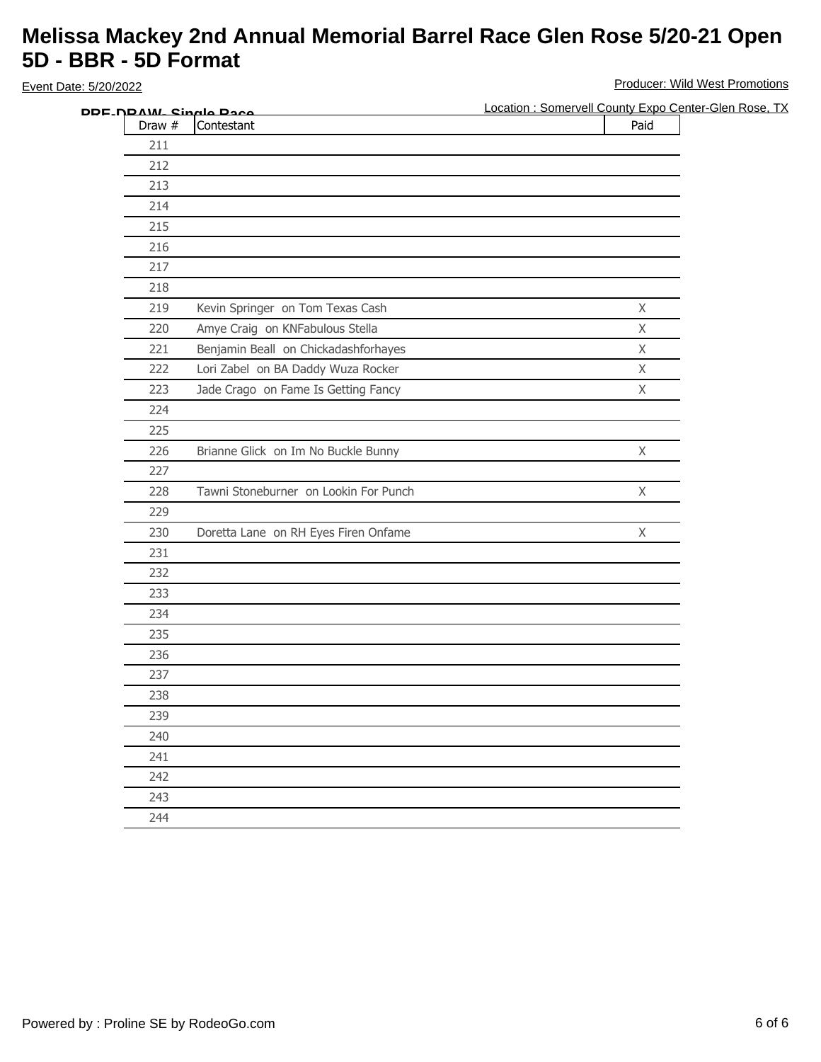# Melissa Mackey 2nd Annual Memorial Barrel Race Glen Rose 5/20-21 Open 5D - BBR - 5D Format

Event Date: 5/20/2022

Producer: Wild West Promotions

Location : Somervell County Expo Center-Glen Rose, TX

**PRE-DRAW- Single Race**

| Draw # | Contestant | Paid |
|---|---|---|
| 211 | | |
| 212 | | |
| 213 | | |
| 214 | | |
| 215 | | |
| 216 | | |
| 217 | | |
| 218 | | |
| 219 | Kevin Springer on Tom Texas Cash | X |
| 220 | Amye Craig on KNFabulous Stella | X |
| 221 | Benjamin Beall on Chickadashforhayes | X |
| 222 | Lori Zabel on BA Daddy Wuza Rocker | X |
| 223 | Jade Crago on Fame Is Getting Fancy | X |
| 224 | | |
| 225 | | |
| 226 | Brianne Glick on Im No Buckle Bunny | X |
| 227 | | |
| 228 | Tawni Stoneburner on Lookin For Punch | X |
| 229 | | |
| 230 | Doretta Lane on RH Eyes Firen Onfame | X |
| 231 | | |
| 232 | | |
| 233 | | |
| 234 | | |
| 235 | | |
| 236 | | |
| 237 | | |
| 238 | | |
| 239 | | |
| 240 | | |
| 241 | | |
| 242 | | |
| 243 | | |
| 244 | | |

Powered by : Proline SE by RodeoGo.com